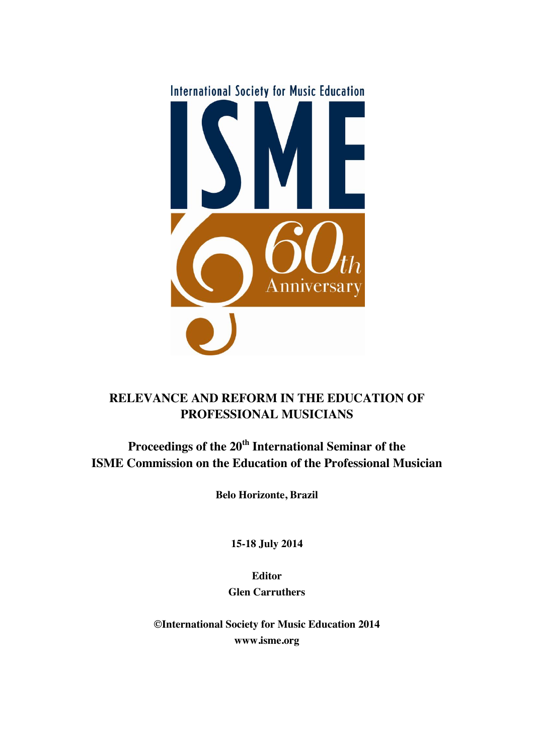International Society for Music Education

ISME

60th Anniversary

# RELEVANCE AND REFORM IN THE EDUCATION OF PROFESSIONAL MUSICIANS

## Proceedings of the 20th International Seminar of the ISME Commission on the Education of the Professional Musician

**Belo Horizonte, Brazil**

**15-18 July 2014**

**Editor**

**Glen Carruthers**

**©International Society for Music Education 2014**

**www.isme.org**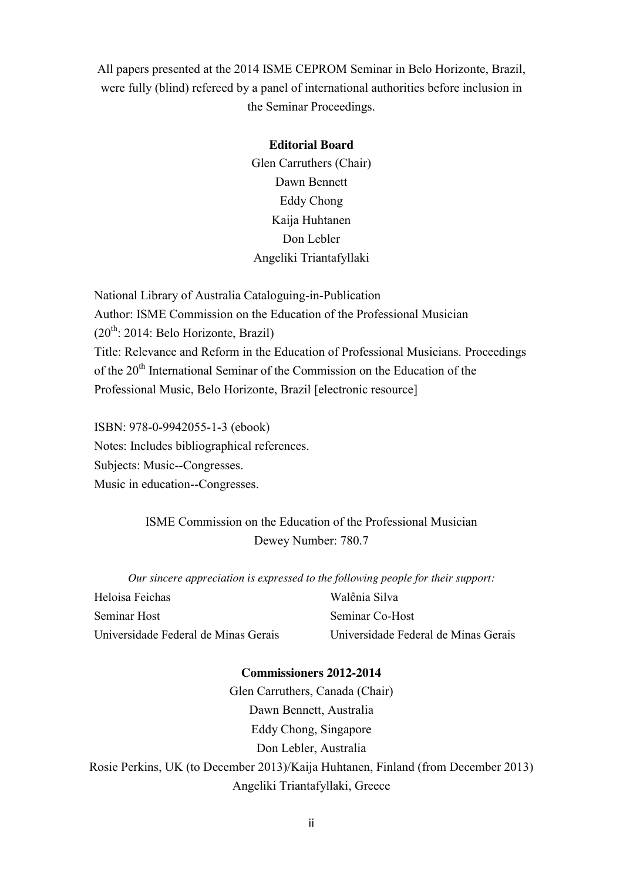All papers presented at the 2014 ISME CEPROM Seminar in Belo Horizonte, Brazil, were fully (blind) refereed by a panel of international authorities before inclusion in the Seminar Proceedings.

**Editorial Board**

Glen Carruthers (Chair)
Dawn Bennett
Eddy Chong
Kaija Huhtanen
Don Lebler
Angeliki Triantafyllaki

National Library of Australia Cataloguing-in-Publication
Author: ISME Commission on the Education of the Professional Musician (20th: 2014: Belo Horizonte, Brazil)
Title: Relevance and Reform in the Education of Professional Musicians. Proceedings of the 20th International Seminar of the Commission on the Education of the Professional Music, Belo Horizonte, Brazil [electronic resource]

ISBN: 978-0-9942055-1-3 (ebook)
Notes: Includes bibliographical references.
Subjects: Music--Congresses.
Music in education--Congresses.

ISME Commission on the Education of the Professional Musician
Dewey Number: 780.7

*Our sincere appreciation is expressed to the following people for their support:*

Heloisa Feichas
Seminar Host
Universidade Federal de Minas Gerais

Walênia Silva
Seminar Co-Host
Universidade Federal de Minas Gerais

**Commissioners 2012-2014**

Glen Carruthers, Canada (Chair)
Dawn Bennett, Australia
Eddy Chong, Singapore
Don Lebler, Australia
Rosie Perkins, UK (to December 2013)/Kaija Huhtanen, Finland (from December 2013)
Angeliki Triantafyllaki, Greece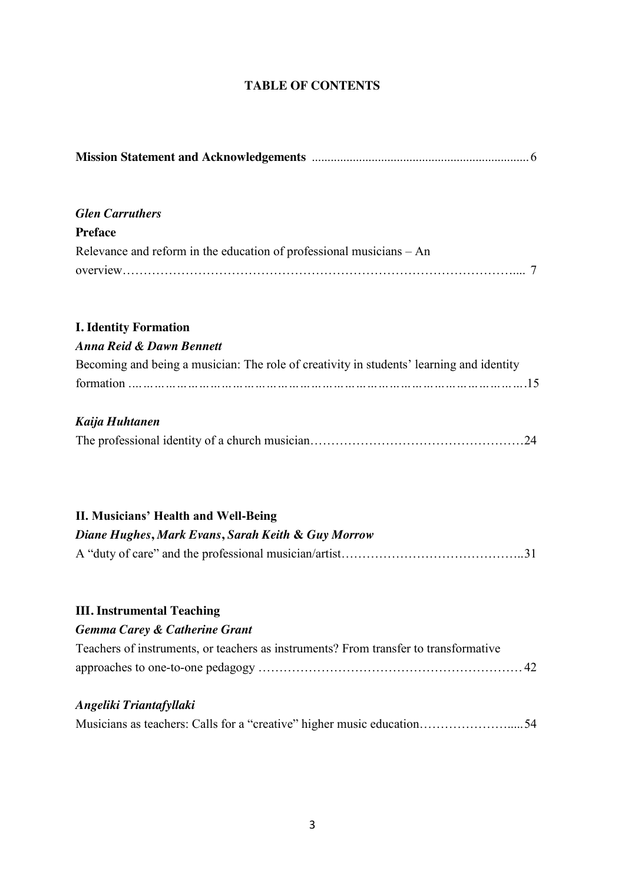# TABLE OF CONTENTS

**Mission Statement and Acknowledgements** .................................................................... 6

***Glen Carruthers***
**Preface**
Relevance and reform in the education of professional musicians – An overview…………………………………………………………………………………..... 7

## I. Identity Formation

***Anna Reid & Dawn Bennett***
Becoming and being a musician: The role of creativity in students' learning and identity formation ……………………………………………………………………………………….15

***Kaija Huhtanen***
The professional identity of a church musician……………………………………………24

## II. Musicians' Health and Well-Being

***Diane Hughes*, *Mark Evans*, *Sarah Keith* & *Guy Morrow***
A "duty of care" and the professional musician/artist……………………………………..31

## III. Instrumental Teaching

***Gemma Carey & Catherine Grant***
Teachers of instruments, or teachers as instruments? From transfer to transformative approaches to one-to-one pedagogy ……………………………………………………… 42

***Angeliki Triantafyllaki***
Musicians as teachers: Calls for a "creative" higher music education………………….....54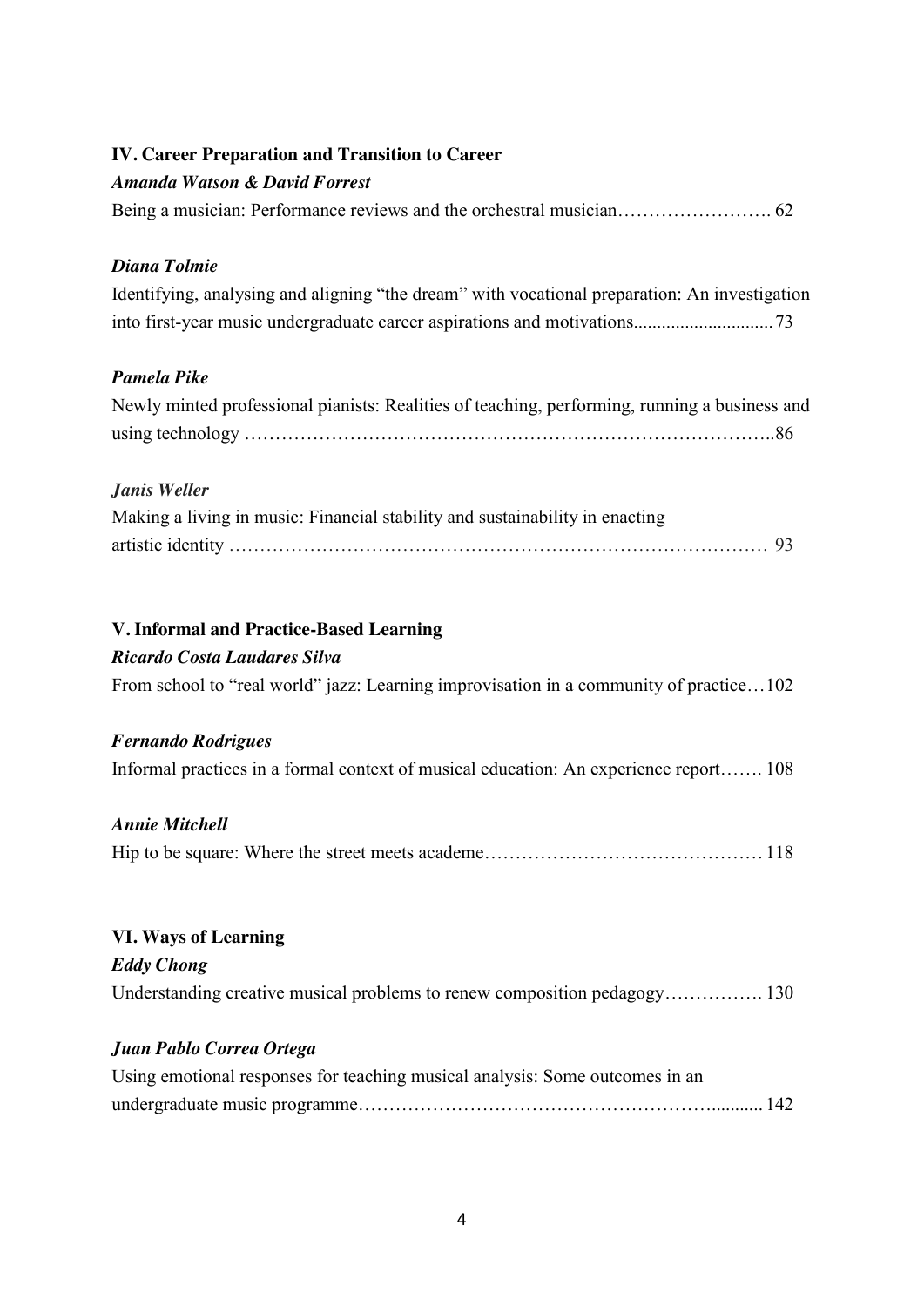## IV. Career Preparation and Transition to Career

***Amanda Watson & David Forrest***

Being a musician: Performance reviews and the orchestral musician……………………. 62

***Diana Tolmie***

Identifying, analysing and aligning "the dream" with vocational preparation: An investigation into first-year music undergraduate career aspirations and motivations............................. 73

***Pamela Pike***

Newly minted professional pianists: Realities of teaching, performing, running a business and using technology ………………………………………………………………………..86

***Janis Weller***

Making a living in music: Financial stability and sustainability in enacting artistic identity …………………………………………………………………………… 93

## V. Informal and Practice-Based Learning

***Ricardo Costa Laudares Silva***

From school to "real world" jazz: Learning improvisation in a community of practice…102

***Fernando Rodrigues***

Informal practices in a formal context of musical education: An experience report……. 108

***Annie Mitchell***

Hip to be square: Where the street meets academe……………………………………… 118

## VI. Ways of Learning

***Eddy Chong***

Understanding creative musical problems to renew composition pedagogy……………. 130

***Juan Pablo Correa Ortega***

Using emotional responses for teaching musical analysis: Some outcomes in an undergraduate music programme…………………………………………………........... 142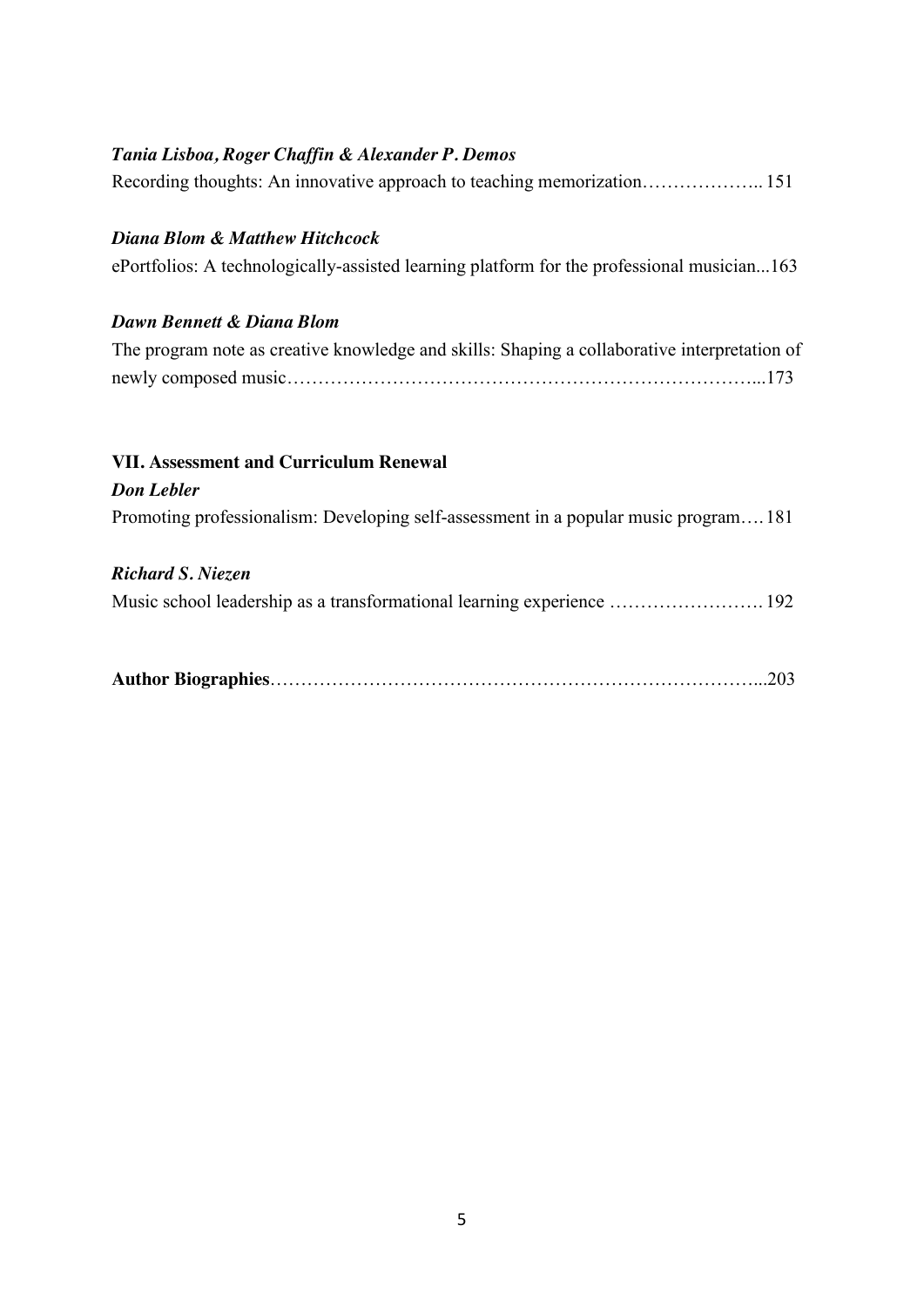***Tania Lisboa, Roger Chaffin & Alexander P. Demos***

Recording thoughts: An innovative approach to teaching memorization……………….. 151

***Diana Blom & Matthew Hitchcock***

ePortfolios: A technologically-assisted learning platform for the professional musician...163

***Dawn Bennett & Diana Blom***

The program note as creative knowledge and skills: Shaping a collaborative interpretation of newly composed music…………………………………………………………………...173

**VII. Assessment and Curriculum Renewal**

***Don Lebler***

Promoting professionalism: Developing self-assessment in a popular music program…. 181

***Richard S. Niezen***

Music school leadership as a transformational learning experience ……………………. 192

**Author Biographies**……………………………………………………………………...203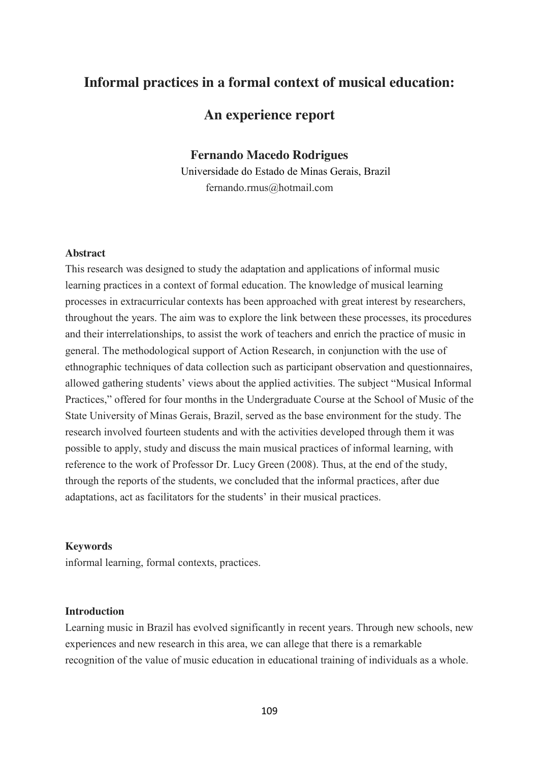# Informal practices in a formal context of musical education:

# An experience report

**Fernando Macedo Rodrigues**

Universidade do Estado de Minas Gerais, Brazil

fernando.rmus@hotmail.com

### Abstract

This research was designed to study the adaptation and applications of informal music learning practices in a context of formal education. The knowledge of musical learning processes in extracurricular contexts has been approached with great interest by researchers, throughout the years. The aim was to explore the link between these processes, its procedures and their interrelationships, to assist the work of teachers and enrich the practice of music in general. The methodological support of Action Research, in conjunction with the use of ethnographic techniques of data collection such as participant observation and questionnaires, allowed gathering students' views about the applied activities. The subject "Musical Informal Practices," offered for four months in the Undergraduate Course at the School of Music of the State University of Minas Gerais, Brazil, served as the base environment for the study. The research involved fourteen students and with the activities developed through them it was possible to apply, study and discuss the main musical practices of informal learning, with reference to the work of Professor Dr. Lucy Green (2008). Thus, at the end of the study, through the reports of the students, we concluded that the informal practices, after due adaptations, act as facilitators for the students' in their musical practices.

### Keywords

informal learning, formal contexts, practices.

### Introduction

Learning music in Brazil has evolved significantly in recent years. Through new schools, new experiences and new research in this area, we can allege that there is a remarkable recognition of the value of music education in educational training of individuals as a whole.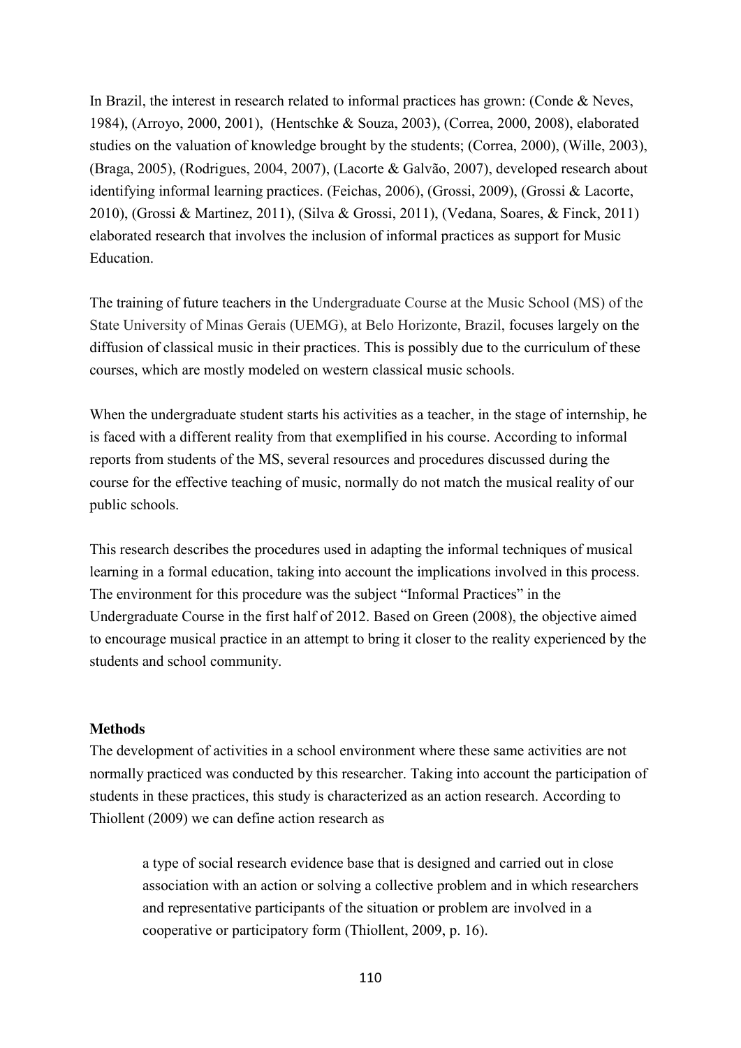In Brazil, the interest in research related to informal practices has grown: (Conde & Neves, 1984), (Arroyo, 2000, 2001), (Hentschke & Souza, 2003), (Correa, 2000, 2008), elaborated studies on the valuation of knowledge brought by the students; (Correa, 2000), (Wille, 2003), (Braga, 2005), (Rodrigues, 2004, 2007), (Lacorte & Galvão, 2007), developed research about identifying informal learning practices. (Feichas, 2006), (Grossi, 2009), (Grossi & Lacorte, 2010), (Grossi & Martinez, 2011), (Silva & Grossi, 2011), (Vedana, Soares, & Finck, 2011) elaborated research that involves the inclusion of informal practices as support for Music Education.

The training of future teachers in the Undergraduate Course at the Music School (MS) of the State University of Minas Gerais (UEMG), at Belo Horizonte, Brazil, focuses largely on the diffusion of classical music in their practices. This is possibly due to the curriculum of these courses, which are mostly modeled on western classical music schools.

When the undergraduate student starts his activities as a teacher, in the stage of internship, he is faced with a different reality from that exemplified in his course. According to informal reports from students of the MS, several resources and procedures discussed during the course for the effective teaching of music, normally do not match the musical reality of our public schools.

This research describes the procedures used in adapting the informal techniques of musical learning in a formal education, taking into account the implications involved in this process. The environment for this procedure was the subject "Informal Practices" in the Undergraduate Course in the first half of 2012. Based on Green (2008), the objective aimed to encourage musical practice in an attempt to bring it closer to the reality experienced by the students and school community.

**Methods**

The development of activities in a school environment where these same activities are not normally practiced was conducted by this researcher. Taking into account the participation of students in these practices, this study is characterized as an action research. According to Thiollent (2009) we can define action research as

> a type of social research evidence base that is designed and carried out in close association with an action or solving a collective problem and in which researchers and representative participants of the situation or problem are involved in a cooperative or participatory form (Thiollent, 2009, p. 16).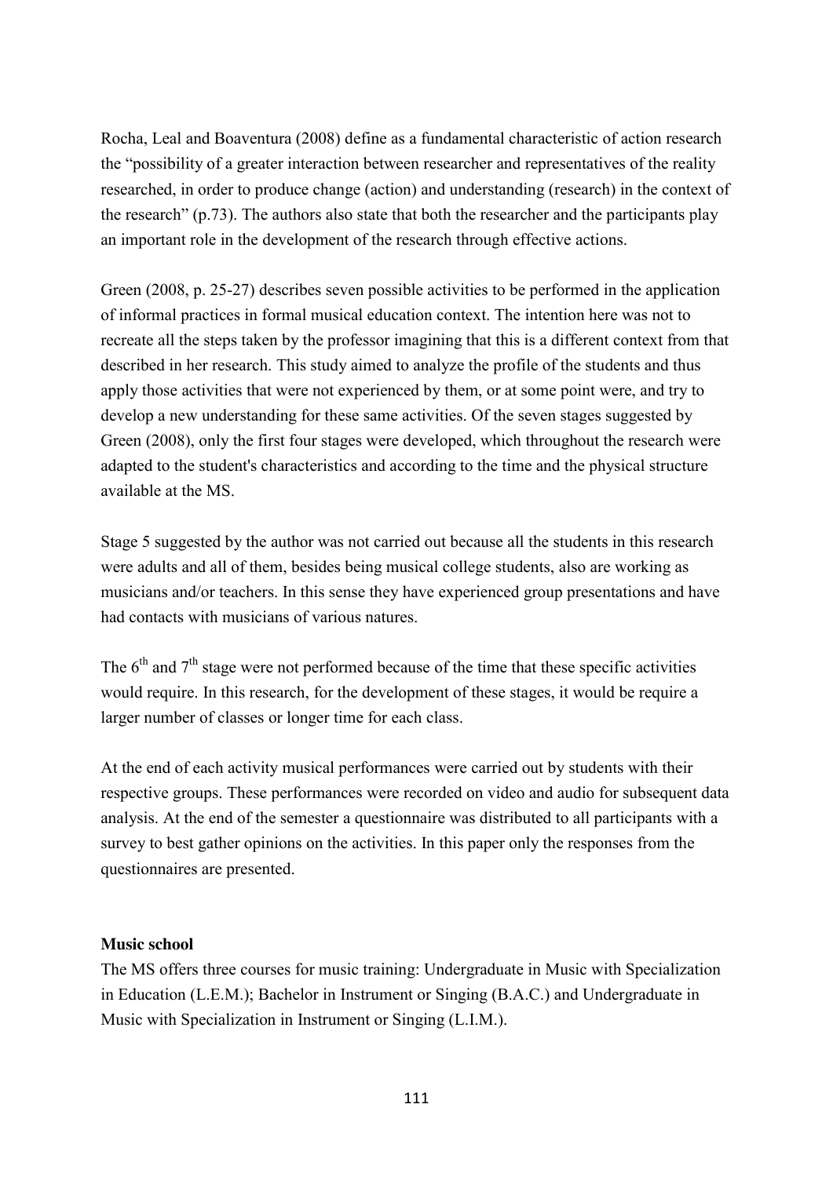Rocha, Leal and Boaventura (2008) define as a fundamental characteristic of action research the "possibility of a greater interaction between researcher and representatives of the reality researched, in order to produce change (action) and understanding (research) in the context of the research" (p.73). The authors also state that both the researcher and the participants play an important role in the development of the research through effective actions.

Green (2008, p. 25-27) describes seven possible activities to be performed in the application of informal practices in formal musical education context. The intention here was not to recreate all the steps taken by the professor imagining that this is a different context from that described in her research. This study aimed to analyze the profile of the students and thus apply those activities that were not experienced by them, or at some point were, and try to develop a new understanding for these same activities. Of the seven stages suggested by Green (2008), only the first four stages were developed, which throughout the research were adapted to the student's characteristics and according to the time and the physical structure available at the MS.

Stage 5 suggested by the author was not carried out because all the students in this research were adults and all of them, besides being musical college students, also are working as musicians and/or teachers. In this sense they have experienced group presentations and have had contacts with musicians of various natures.

The 6th and 7th stage were not performed because of the time that these specific activities would require. In this research, for the development of these stages, it would be require a larger number of classes or longer time for each class.

At the end of each activity musical performances were carried out by students with their respective groups. These performances were recorded on video and audio for subsequent data analysis. At the end of the semester a questionnaire was distributed to all participants with a survey to best gather opinions on the activities. In this paper only the responses from the questionnaires are presented.

**Music school**

The MS offers three courses for music training: Undergraduate in Music with Specialization in Education (L.E.M.); Bachelor in Instrument or Singing (B.A.C.) and Undergraduate in Music with Specialization in Instrument or Singing (L.I.M.).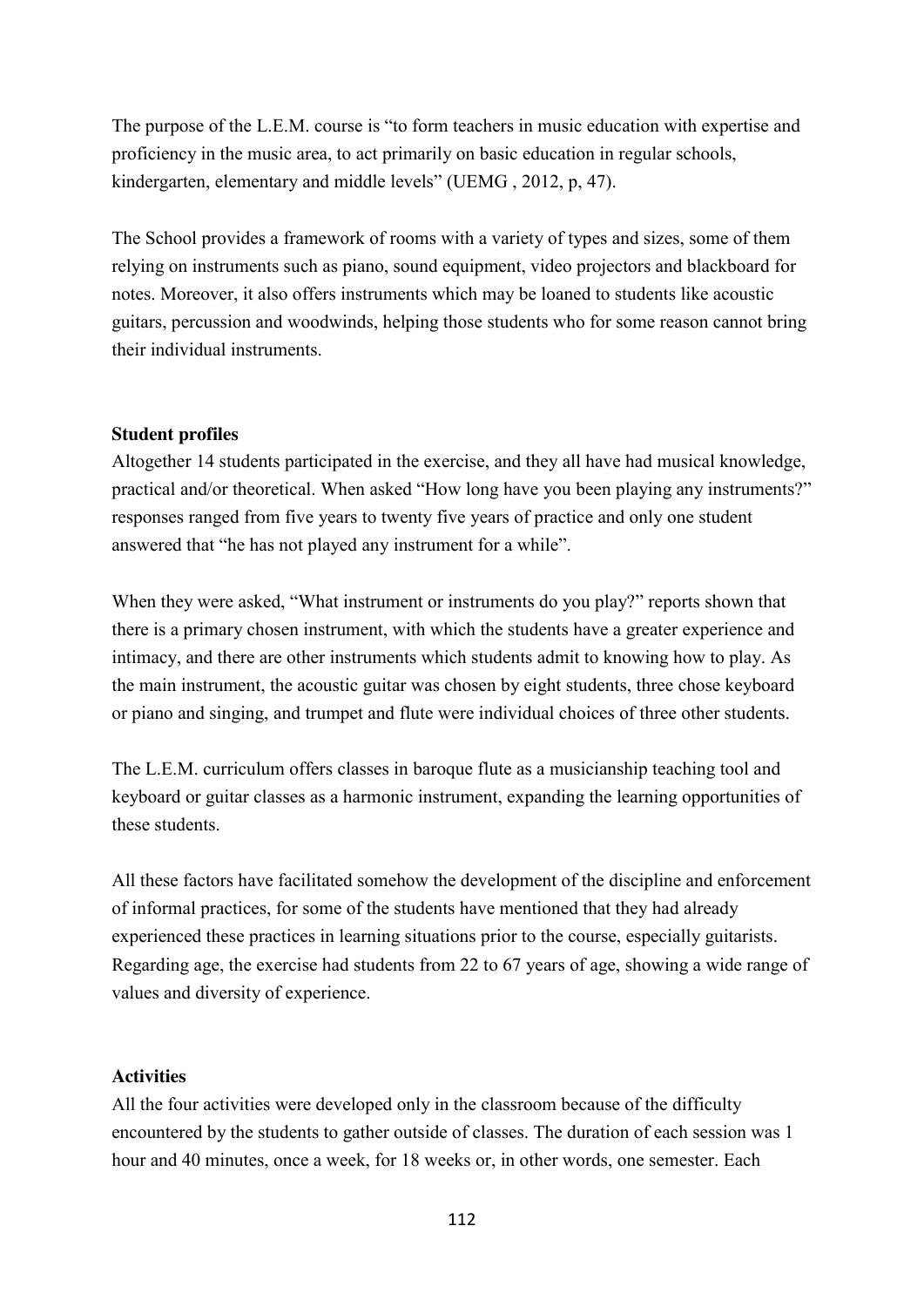The purpose of the L.E.M. course is "to form teachers in music education with expertise and proficiency in the music area, to act primarily on basic education in regular schools, kindergarten, elementary and middle levels" (UEMG , 2012, p, 47).

The School provides a framework of rooms with a variety of types and sizes, some of them relying on instruments such as piano, sound equipment, video projectors and blackboard for notes. Moreover, it also offers instruments which may be loaned to students like acoustic guitars, percussion and woodwinds, helping those students who for some reason cannot bring their individual instruments.

**Student profiles**

Altogether 14 students participated in the exercise, and they all have had musical knowledge, practical and/or theoretical. When asked "How long have you been playing any instruments?" responses ranged from five years to twenty five years of practice and only one student answered that "he has not played any instrument for a while".

When they were asked, "What instrument or instruments do you play?" reports shown that there is a primary chosen instrument, with which the students have a greater experience and intimacy, and there are other instruments which students admit to knowing how to play. As the main instrument, the acoustic guitar was chosen by eight students, three chose keyboard or piano and singing, and trumpet and flute were individual choices of three other students.

The L.E.M. curriculum offers classes in baroque flute as a musicianship teaching tool and keyboard or guitar classes as a harmonic instrument, expanding the learning opportunities of these students.

All these factors have facilitated somehow the development of the discipline and enforcement of informal practices, for some of the students have mentioned that they had already experienced these practices in learning situations prior to the course, especially guitarists. Regarding age, the exercise had students from 22 to 67 years of age, showing a wide range of values and diversity of experience.

**Activities**

All the four activities were developed only in the classroom because of the difficulty encountered by the students to gather outside of classes. The duration of each session was 1 hour and 40 minutes, once a week, for 18 weeks or, in other words, one semester. Each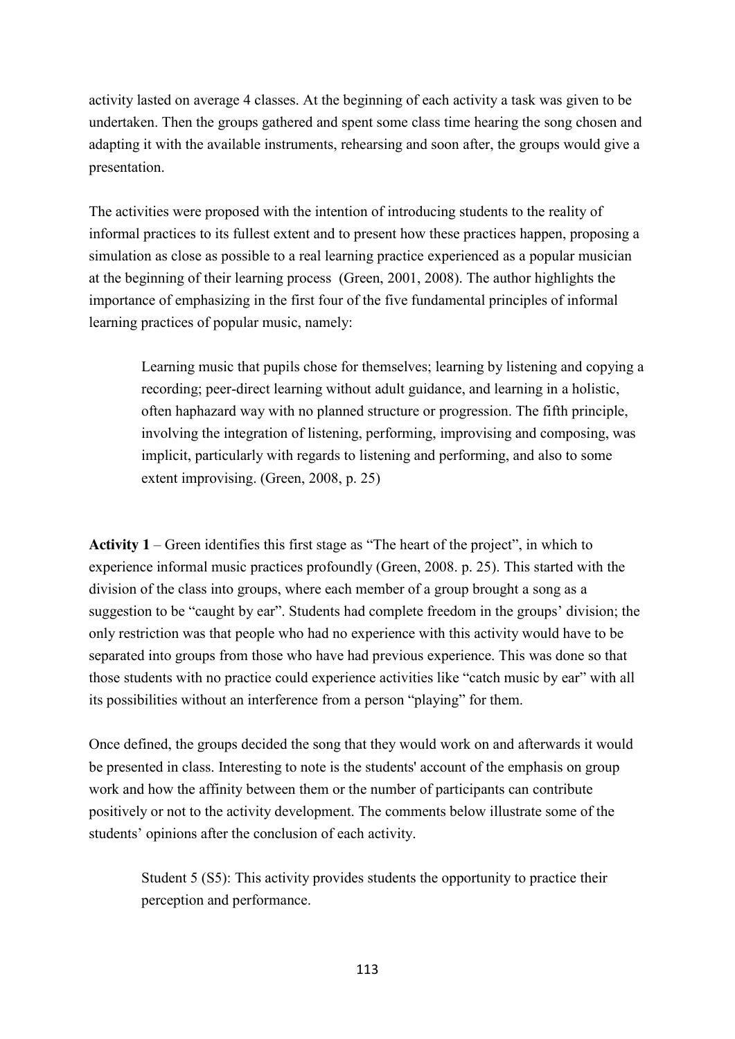activity lasted on average 4 classes. At the beginning of each activity a task was given to be undertaken. Then the groups gathered and spent some class time hearing the song chosen and adapting it with the available instruments, rehearsing and soon after, the groups would give a presentation.

The activities were proposed with the intention of introducing students to the reality of informal practices to its fullest extent and to present how these practices happen, proposing a simulation as close as possible to a real learning practice experienced as a popular musician at the beginning of their learning process (Green, 2001, 2008). The author highlights the importance of emphasizing in the first four of the five fundamental principles of informal learning practices of popular music, namely:

> Learning music that pupils chose for themselves; learning by listening and copying a recording; peer-direct learning without adult guidance, and learning in a holistic, often haphazard way with no planned structure or progression. The fifth principle, involving the integration of listening, performing, improvising and composing, was implicit, particularly with regards to listening and performing, and also to some extent improvising. (Green, 2008, p. 25)

**Activity 1** – Green identifies this first stage as "The heart of the project", in which to experience informal music practices profoundly (Green, 2008. p. 25). This started with the division of the class into groups, where each member of a group brought a song as a suggestion to be "caught by ear". Students had complete freedom in the groups' division; the only restriction was that people who had no experience with this activity would have to be separated into groups from those who have had previous experience. This was done so that those students with no practice could experience activities like "catch music by ear" with all its possibilities without an interference from a person "playing" for them.

Once defined, the groups decided the song that they would work on and afterwards it would be presented in class. Interesting to note is the students' account of the emphasis on group work and how the affinity between them or the number of participants can contribute positively or not to the activity development. The comments below illustrate some of the students' opinions after the conclusion of each activity.

> Student 5 (S5): This activity provides students the opportunity to practice their perception and performance.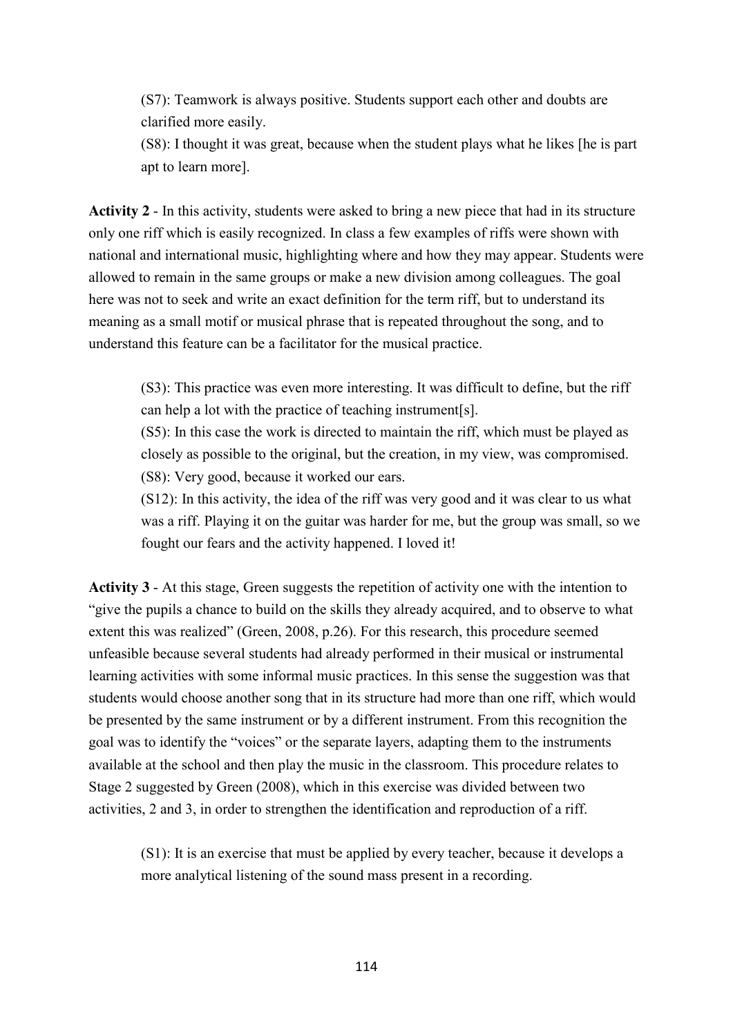> (S7): Teamwork is always positive. Students support each other and doubts are clarified more easily.
>
> (S8): I thought it was great, because when the student plays what he likes [he is part apt to learn more].

**Activity 2** - In this activity, students were asked to bring a new piece that had in its structure only one riff which is easily recognized. In class a few examples of riffs were shown with national and international music, highlighting where and how they may appear. Students were allowed to remain in the same groups or make a new division among colleagues. The goal here was not to seek and write an exact definition for the term riff, but to understand its meaning as a small motif or musical phrase that is repeated throughout the song, and to understand this feature can be a facilitator for the musical practice.

> (S3): This practice was even more interesting. It was difficult to define, but the riff can help a lot with the practice of teaching instrument[s].
>
> (S5): In this case the work is directed to maintain the riff, which must be played as closely as possible to the original, but the creation, in my view, was compromised.
>
> (S8): Very good, because it worked our ears.
>
> (S12): In this activity, the idea of the riff was very good and it was clear to us what was a riff. Playing it on the guitar was harder for me, but the group was small, so we fought our fears and the activity happened. I loved it!

**Activity 3** - At this stage, Green suggests the repetition of activity one with the intention to "give the pupils a chance to build on the skills they already acquired, and to observe to what extent this was realized" (Green, 2008, p.26). For this research, this procedure seemed unfeasible because several students had already performed in their musical or instrumental learning activities with some informal music practices. In this sense the suggestion was that students would choose another song that in its structure had more than one riff, which would be presented by the same instrument or by a different instrument. From this recognition the goal was to identify the "voices" or the separate layers, adapting them to the instruments available at the school and then play the music in the classroom. This procedure relates to Stage 2 suggested by Green (2008), which in this exercise was divided between two activities, 2 and 3, in order to strengthen the identification and reproduction of a riff.

> (S1): It is an exercise that must be applied by every teacher, because it develops a more analytical listening of the sound mass present in a recording.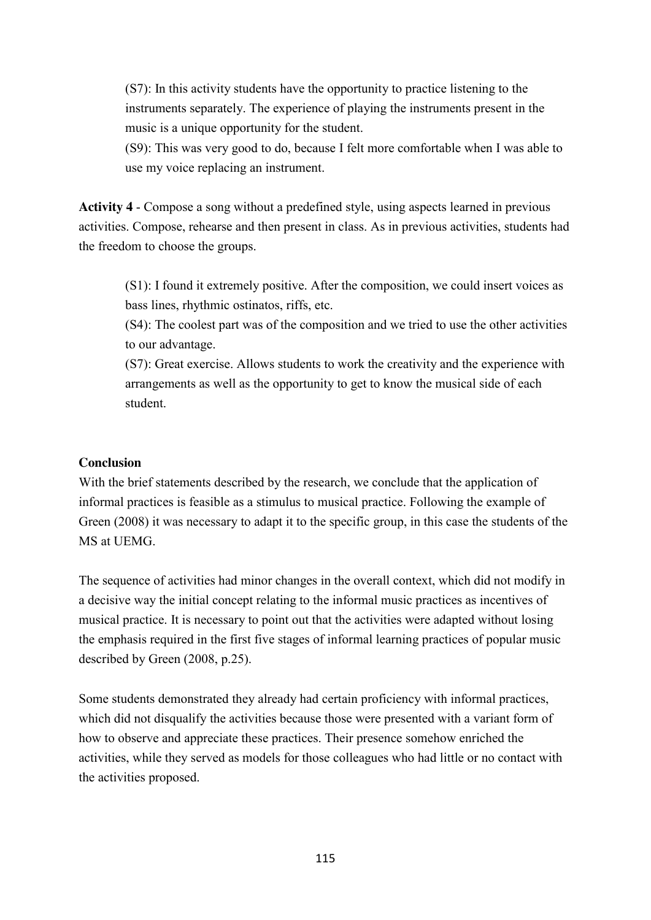(S7): In this activity students have the opportunity to practice listening to the instruments separately. The experience of playing the instruments present in the music is a unique opportunity for the student.

(S9): This was very good to do, because I felt more comfortable when I was able to use my voice replacing an instrument.

**Activity 4** - Compose a song without a predefined style, using aspects learned in previous activities. Compose, rehearse and then present in class. As in previous activities, students had the freedom to choose the groups.

(S1): I found it extremely positive. After the composition, we could insert voices as bass lines, rhythmic ostinatos, riffs, etc.

(S4): The coolest part was of the composition and we tried to use the other activities to our advantage.

(S7): Great exercise. Allows students to work the creativity and the experience with arrangements as well as the opportunity to get to know the musical side of each student.

**Conclusion**

With the brief statements described by the research, we conclude that the application of informal practices is feasible as a stimulus to musical practice. Following the example of Green (2008) it was necessary to adapt it to the specific group, in this case the students of the MS at UEMG.

The sequence of activities had minor changes in the overall context, which did not modify in a decisive way the initial concept relating to the informal music practices as incentives of musical practice. It is necessary to point out that the activities were adapted without losing the emphasis required in the first five stages of informal learning practices of popular music described by Green (2008, p.25).

Some students demonstrated they already had certain proficiency with informal practices, which did not disqualify the activities because those were presented with a variant form of how to observe and appreciate these practices. Their presence somehow enriched the activities, while they served as models for those colleagues who had little or no contact with the activities proposed.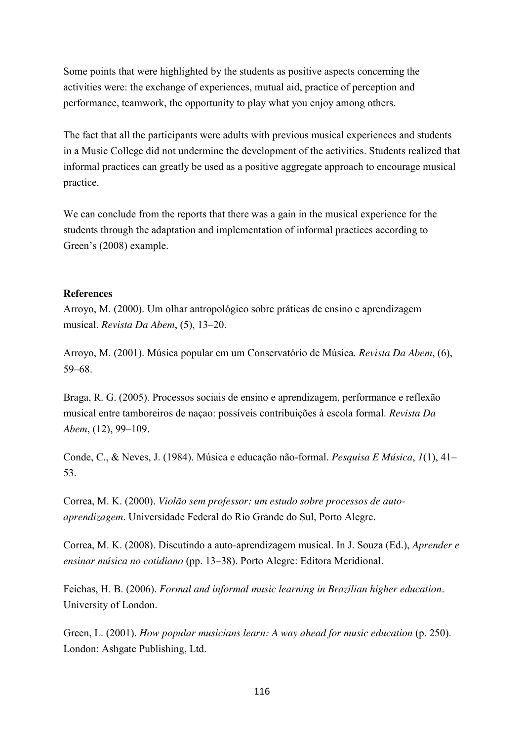Some points that were highlighted by the students as positive aspects concerning the activities were: the exchange of experiences, mutual aid, practice of perception and performance, teamwork, the opportunity to play what you enjoy among others.

The fact that all the participants were adults with previous musical experiences and students in a Music College did not undermine the development of the activities. Students realized that informal practices can greatly be used as a positive aggregate approach to encourage musical practice.

We can conclude from the reports that there was a gain in the musical experience for the students through the adaptation and implementation of informal practices according to Green's (2008) example.

**References**

Arroyo, M. (2000). Um olhar antropológico sobre práticas de ensino e aprendizagem musical. *Revista Da Abem*, (5), 13–20.

Arroyo, M. (2001). Música popular em um Conservatório de Música. *Revista Da Abem*, (6), 59–68.

Braga, R. G. (2005). Processos sociais de ensino e aprendizagem, performance e reflexão musical entre tamboreiros de naçao: possíveis contribuições à escola formal. *Revista Da Abem*, (12), 99–109.

Conde, C., & Neves, J. (1984). Música e educação não-formal. *Pesquisa E Música*, *1*(1), 41–53.

Correa, M. K. (2000). *Violão sem professor: um estudo sobre processos de auto-aprendizagem*. Universidade Federal do Rio Grande do Sul, Porto Alegre.

Correa, M. K. (2008). Discutindo a auto-aprendizagem musical. In J. Souza (Ed.), *Aprender e ensinar música no cotidiano* (pp. 13–38). Porto Alegre: Editora Meridional.

Feichas, H. B. (2006). *Formal and informal music learning in Brazilian higher education*. University of London.

Green, L. (2001). *How popular musicians learn: A way ahead for music education* (p. 250). London: Ashgate Publishing, Ltd.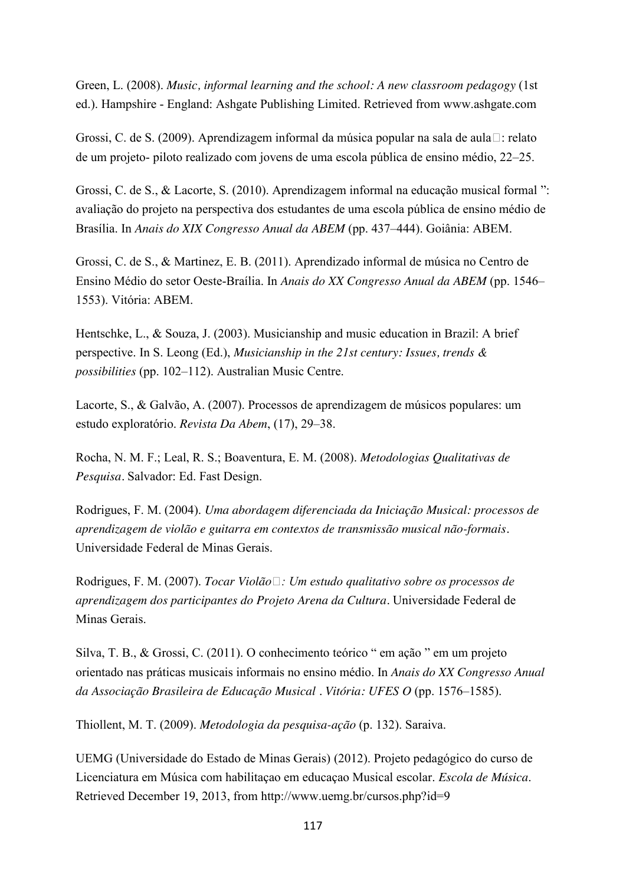Green, L. (2008). *Music, informal learning and the school: A new classroom pedagogy* (1st ed.). Hampshire - England: Ashgate Publishing Limited. Retrieved from www.ashgate.com

Grossi, C. de S. (2009). Aprendizagem informal da música popular na sala de aula□: relato de um projeto- piloto realizado com jovens de uma escola pública de ensino médio, 22–25.

Grossi, C. de S., & Lacorte, S. (2010). Aprendizagem informal na educação musical formal ”: avaliação do projeto na perspectiva dos estudantes de uma escola pública de ensino médio de Brasília. In *Anais do XIX Congresso Anual da ABEM* (pp. 437–444). Goiânia: ABEM.

Grossi, C. de S., & Martinez, E. B. (2011). Aprendizado informal de música no Centro de Ensino Médio do setor Oeste-Braília. In *Anais do XX Congresso Anual da ABEM* (pp. 1546–1553). Vitória: ABEM.

Hentschke, L., & Souza, J. (2003). Musicianship and music education in Brazil: A brief perspective. In S. Leong (Ed.), *Musicianship in the 21st century: Issues, trends & possibilities* (pp. 102–112). Australian Music Centre.

Lacorte, S., & Galvão, A. (2007). Processos de aprendizagem de músicos populares: um estudo exploratório. *Revista Da Abem*, (17), 29–38.

Rocha, N. M. F.; Leal, R. S.; Boaventura, E. M. (2008). *Metodologias Qualitativas de Pesquisa*. Salvador: Ed. Fast Design.

Rodrigues, F. M. (2004). *Uma abordagem diferenciada da Iniciação Musical: processos de aprendizagem de violão e guitarra em contextos de transmissão musical não-formais*. Universidade Federal de Minas Gerais.

Rodrigues, F. M. (2007). *Tocar Violão□: Um estudo qualitativo sobre os processos de aprendizagem dos participantes do Projeto Arena da Cultura*. Universidade Federal de Minas Gerais.

Silva, T. B., & Grossi, C. (2011). O conhecimento teórico “ em ação ” em um projeto orientado nas práticas musicais informais no ensino médio. In *Anais do XX Congresso Anual da Associação Brasileira de Educação Musical . Vitória: UFES O* (pp. 1576–1585).

Thiollent, M. T. (2009). *Metodologia da pesquisa-ação* (p. 132). Saraiva.

UEMG (Universidade do Estado de Minas Gerais) (2012). Projeto pedagógico do curso de Licenciatura em Música com habilitaçao em educaçao Musical escolar. *Escola de Música*. Retrieved December 19, 2013, from http://www.uemg.br/cursos.php?id=9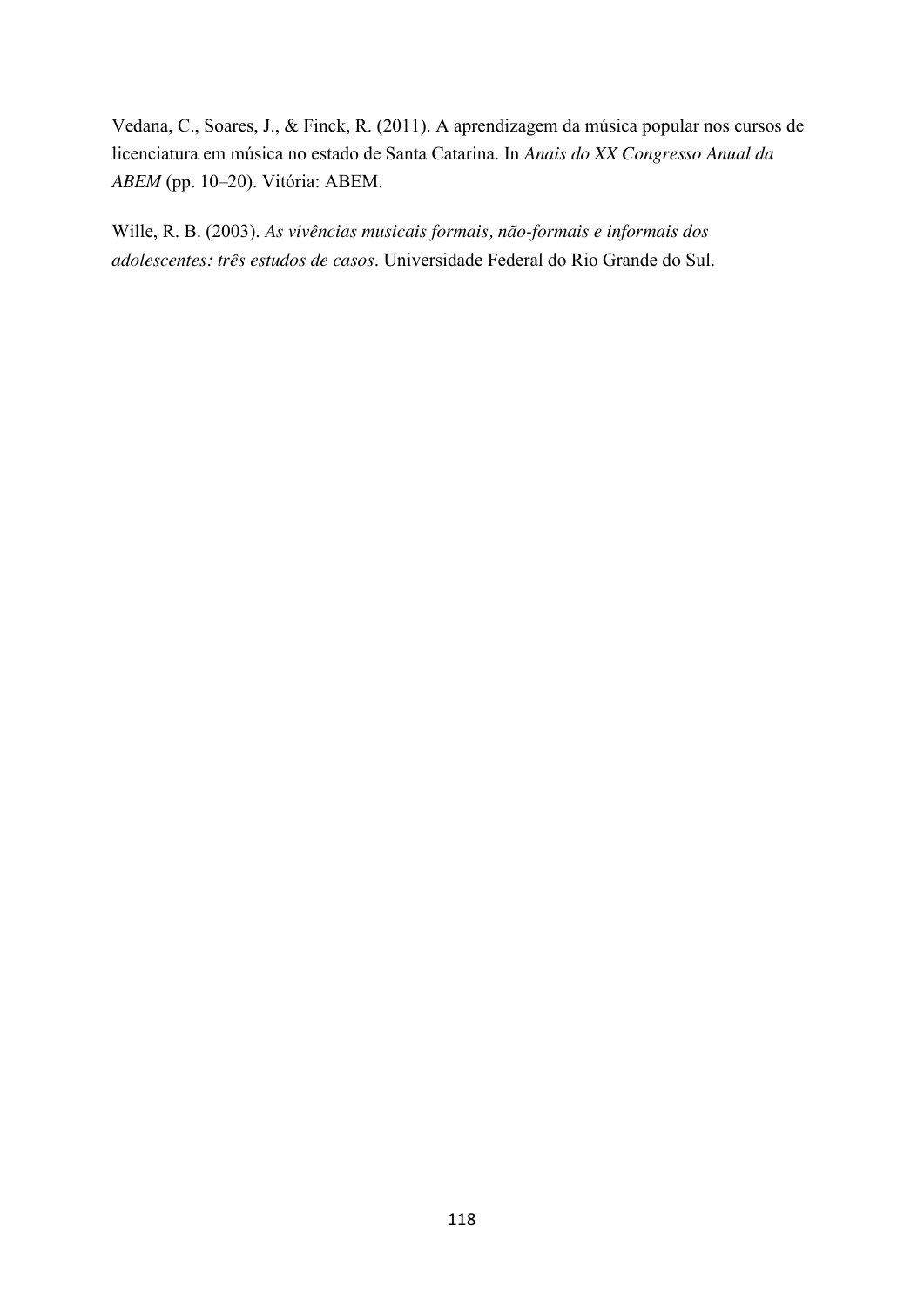Vedana, C., Soares, J., & Finck, R. (2011). A aprendizagem da música popular nos cursos de licenciatura em música no estado de Santa Catarina. In *Anais do XX Congresso Anual da ABEM* (pp. 10–20). Vitória: ABEM.

Wille, R. B. (2003). *As vivências musicais formais, não-formais e informais dos adolescentes: três estudos de casos*. Universidade Federal do Rio Grande do Sul.